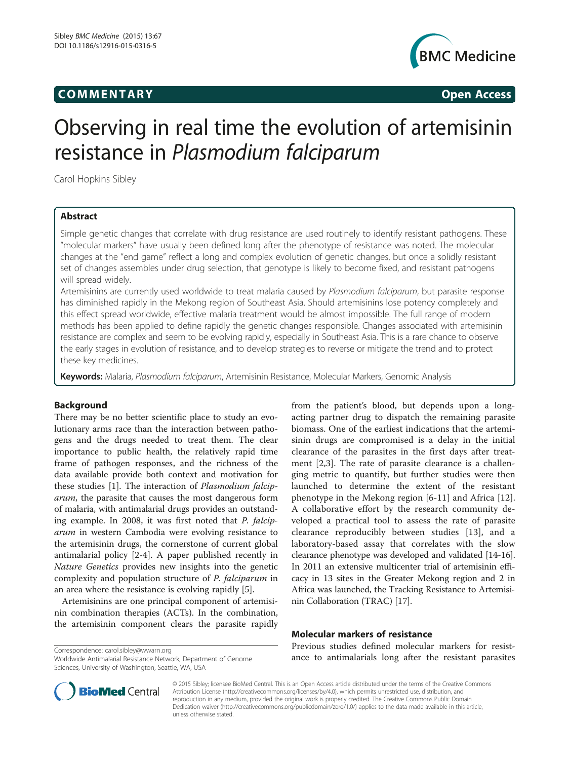**COMMENTARY** **Open Access**

# Observing in real time the evolution of artemisinin resistance in *Plasmodium falciparum*

Carol Hopkins Sibley

## Abstract

Simple genetic changes that correlate with drug resistance are used routinely to identify resistant pathogens. These "molecular markers" have usually been defined long after the phenotype of resistance was noted. The molecular changes at the "end game" reflect a long and complex evolution of genetic changes, but once a solidly resistant set of changes assembles under drug selection, that genotype is likely to become fixed, and resistant pathogens will spread widely.

Artemisinins are currently used worldwide to treat malaria caused by *Plasmodium falciparum*, but parasite response has diminished rapidly in the Mekong region of Southeast Asia. Should artemisinins lose potency completely and this effect spread worldwide, effective malaria treatment would be almost impossible. The full range of modern methods has been applied to define rapidly the genetic changes responsible. Changes associated with artemisinin resistance are complex and seem to be evolving rapidly, especially in Southeast Asia. This is a rare chance to observe the early stages in evolution of resistance, and to develop strategies to reverse or mitigate the trend and to protect these key medicines.

**Keywords:** Malaria, *Plasmodium falciparum*, Artemisinin Resistance, Molecular Markers, Genomic Analysis

## Background

There may be no better scientific place to study an evolutionary arms race than the interaction between pathogens and the drugs needed to treat them. The clear importance to public health, the relatively rapid time frame of pathogen responses, and the richness of the data available provide both context and motivation for these studies [1]. The interaction of *Plasmodium falciparum*, the parasite that causes the most dangerous form of malaria, with antimalarial drugs provides an outstanding example. In 2008, it was first noted that *P. falciparum* in western Cambodia were evolving resistance to the artemisinin drugs, the cornerstone of current global antimalarial policy [2-4]. A paper published recently in *Nature Genetics* provides new insights into the genetic complexity and population structure of *P. falciparum* in an area where the resistance is evolving rapidly [5].

Artemisinins are one principal component of artemisinin combination therapies (ACTs). In the combination, the artemisinin component clears the parasite rapidly from the patient's blood, but depends upon a long-acting partner drug to dispatch the remaining parasite biomass. One of the earliest indications that the artemisinin drugs are compromised is a delay in the initial clearance of the parasites in the first days after treatment [2,3]. The rate of parasite clearance is a challenging metric to quantify, but further studies were then launched to determine the extent of the resistant phenotype in the Mekong region [6-11] and Africa [12]. A collaborative effort by the research community developed a practical tool to assess the rate of parasite clearance reproducibly between studies [13], and a laboratory-based assay that correlates with the slow clearance phenotype was developed and validated [14-16]. In 2011 an extensive multicenter trial of artemisinin efficacy in 13 sites in the Greater Mekong region and 2 in Africa was launched, the Tracking Resistance to Artemisinin Collaboration (TRAC) [17].

## Molecular markers of resistance

Previous studies defined molecular markers for resistance to antimalarials long after the resistant parasites

Correspondence: carol.sibley@wwarn.org
Worldwide Antimalarial Resistance Network, Department of Genome Sciences, University of Washington, Seattle, WA, USA

© 2015 Sibley; licensee BioMed Central. This is an Open Access article distributed under the terms of the Creative Commons Attribution License (http://creativecommons.org/licenses/by/4.0), which permits unrestricted use, distribution, and reproduction in any medium, provided the original work is properly credited. The Creative Commons Public Domain Dedication waiver (http://creativecommons.org/publicdomain/zero/1.0/) applies to the data made available in this article, unless otherwise stated.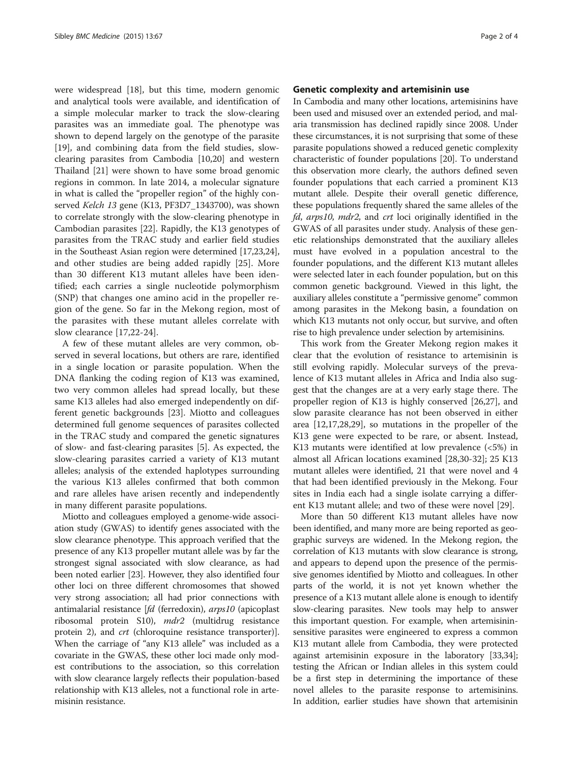were widespread [18], but this time, modern genomic and analytical tools were available, and identification of a simple molecular marker to track the slow-clearing parasites was an immediate goal. The phenotype was shown to depend largely on the genotype of the parasite [19], and combining data from the field studies, slow-clearing parasites from Cambodia [10,20] and western Thailand [21] were shown to have some broad genomic regions in common. In late 2014, a molecular signature in what is called the "propeller region" of the highly conserved *Kelch 13* gene (K13, PF3D7_1343700), was shown to correlate strongly with the slow-clearing phenotype in Cambodian parasites [22]. Rapidly, the K13 genotypes of parasites from the TRAC study and earlier field studies in the Southeast Asian region were determined [17,23,24], and other studies are being added rapidly [25]. More than 30 different K13 mutant alleles have been identified; each carries a single nucleotide polymorphism (SNP) that changes one amino acid in the propeller region of the gene. So far in the Mekong region, most of the parasites with these mutant alleles correlate with slow clearance [17,22-24].

A few of these mutant alleles are very common, observed in several locations, but others are rare, identified in a single location or parasite population. When the DNA flanking the coding region of K13 was examined, two very common alleles had spread locally, but these same K13 alleles had also emerged independently on different genetic backgrounds [23]. Miotto and colleagues determined full genome sequences of parasites collected in the TRAC study and compared the genetic signatures of slow- and fast-clearing parasites [5]. As expected, the slow-clearing parasites carried a variety of K13 mutant alleles; analysis of the extended haplotypes surrounding the various K13 alleles confirmed that both common and rare alleles have arisen recently and independently in many different parasite populations.

Miotto and colleagues employed a genome-wide association study (GWAS) to identify genes associated with the slow clearance phenotype. This approach verified that the presence of any K13 propeller mutant allele was by far the strongest signal associated with slow clearance, as had been noted earlier [23]. However, they also identified four other loci on three different chromosomes that showed very strong association; all had prior connections with antimalarial resistance [*fd* (ferredoxin), *arps10* (apicoplast ribosomal protein S10), *mdr2* (multidrug resistance protein 2), and *crt* (chloroquine resistance transporter)]. When the carriage of "any K13 allele" was included as a covariate in the GWAS, these other loci made only modest contributions to the association, so this correlation with slow clearance largely reflects their population-based relationship with K13 alleles, not a functional role in artemisinin resistance.

## Genetic complexity and artemisinin use

In Cambodia and many other locations, artemisinins have been used and misused over an extended period, and malaria transmission has declined rapidly since 2008. Under these circumstances, it is not surprising that some of these parasite populations showed a reduced genetic complexity characteristic of founder populations [20]. To understand this observation more clearly, the authors defined seven founder populations that each carried a prominent K13 mutant allele. Despite their overall genetic difference, these populations frequently shared the same alleles of the *fd*, *arps10*, *mdr2*, and *crt* loci originally identified in the GWAS of all parasites under study. Analysis of these genetic relationships demonstrated that the auxiliary alleles must have evolved in a population ancestral to the founder populations, and the different K13 mutant alleles were selected later in each founder population, but on this common genetic background. Viewed in this light, the auxiliary alleles constitute a "permissive genome" common among parasites in the Mekong basin, a foundation on which K13 mutants not only occur, but survive, and often rise to high prevalence under selection by artemisinins.

This work from the Greater Mekong region makes it clear that the evolution of resistance to artemisinin is still evolving rapidly. Molecular surveys of the prevalence of K13 mutant alleles in Africa and India also suggest that the changes are at a very early stage there. The propeller region of K13 is highly conserved [26,27], and slow parasite clearance has not been observed in either area [12,17,28,29], so mutations in the propeller of the K13 gene were expected to be rare, or absent. Instead, K13 mutants were identified at low prevalence (<5%) in almost all African locations examined [28,30-32]; 25 K13 mutant alleles were identified, 21 that were novel and 4 that had been identified previously in the Mekong. Four sites in India each had a single isolate carrying a different K13 mutant allele; and two of these were novel [29].

More than 50 different K13 mutant alleles have now been identified, and many more are being reported as geographic surveys are widened. In the Mekong region, the correlation of K13 mutants with slow clearance is strong, and appears to depend upon the presence of the permissive genomes identified by Miotto and colleagues. In other parts of the world, it is not yet known whether the presence of a K13 mutant allele alone is enough to identify slow-clearing parasites. New tools may help to answer this important question. For example, when artemisinin-sensitive parasites were engineered to express a common K13 mutant allele from Cambodia, they were protected against artemisinin exposure in the laboratory [33,34]; testing the African or Indian alleles in this system could be a first step in determining the importance of these novel alleles to the parasite response to artemisinins. In addition, earlier studies have shown that artemisinin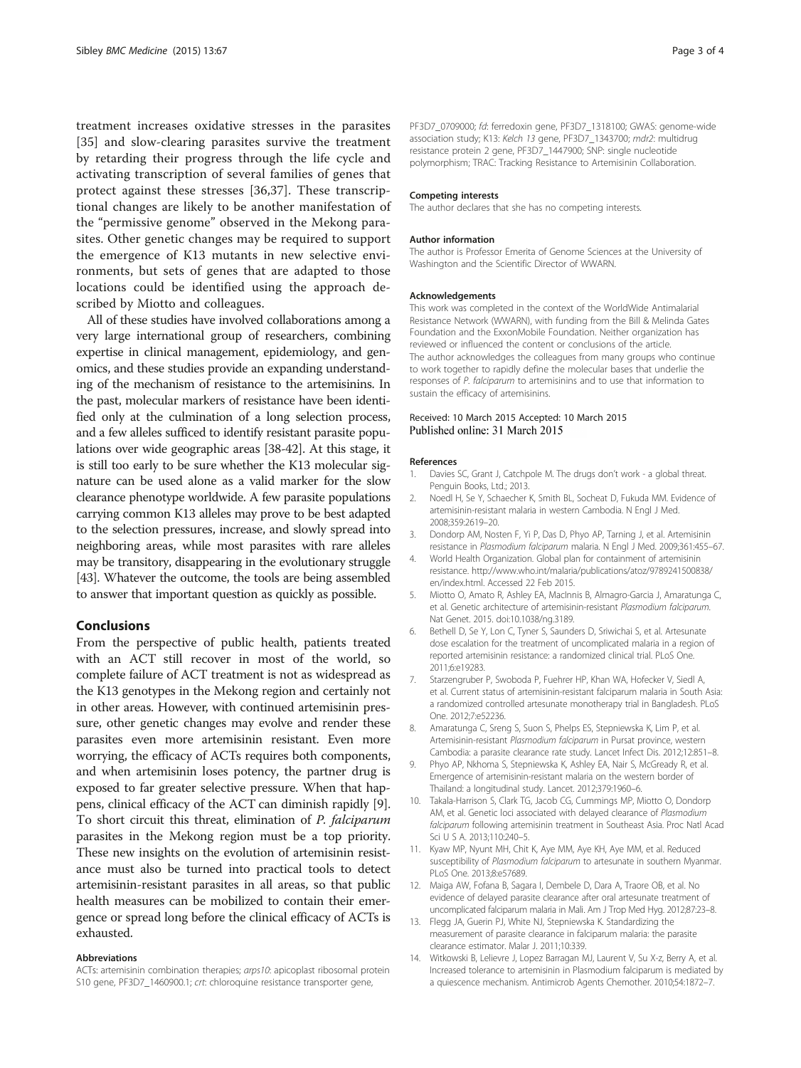treatment increases oxidative stresses in the parasites [35] and slow-clearing parasites survive the treatment by retarding their progress through the life cycle and activating transcription of several families of genes that protect against these stresses [36,37]. These transcriptional changes are likely to be another manifestation of the "permissive genome" observed in the Mekong parasites. Other genetic changes may be required to support the emergence of K13 mutants in new selective environments, but sets of genes that are adapted to those locations could be identified using the approach described by Miotto and colleagues.

All of these studies have involved collaborations among a very large international group of researchers, combining expertise in clinical management, epidemiology, and genomics, and these studies provide an expanding understanding of the mechanism of resistance to the artemisinins. In the past, molecular markers of resistance have been identified only at the culmination of a long selection process, and a few alleles sufficed to identify resistant parasite populations over wide geographic areas [38-42]. At this stage, it is still too early to be sure whether the K13 molecular signature can be used alone as a valid marker for the slow clearance phenotype worldwide. A few parasite populations carrying common K13 alleles may prove to be best adapted to the selection pressures, increase, and slowly spread into neighboring areas, while most parasites with rare alleles may be transitory, disappearing in the evolutionary struggle [43]. Whatever the outcome, the tools are being assembled to answer that important question as quickly as possible.

## Conclusions

From the perspective of public health, patients treated with an ACT still recover in most of the world, so complete failure of ACT treatment is not as widespread as the K13 genotypes in the Mekong region and certainly not in other areas. However, with continued artemisinin pressure, other genetic changes may evolve and render these parasites even more artemisinin resistant. Even more worrying, the efficacy of ACTs requires both components, and when artemisinin loses potency, the partner drug is exposed to far greater selective pressure. When that happens, clinical efficacy of the ACT can diminish rapidly [9]. To short circuit this threat, elimination of *P. falciparum* parasites in the Mekong region must be a top priority. These new insights on the evolution of artemisinin resistance must also be turned into practical tools to detect artemisinin-resistant parasites in all areas, so that public health measures can be mobilized to contain their emergence or spread long before the clinical efficacy of ACTs is exhausted.

### Abbreviations

ACTs: artemisinin combination therapies; *arps10*: apicoplast ribosomal protein S10 gene, PF3D7_1460900.1; *crt*: chloroquine resistance transporter gene, PF3D7_0709000; *fd*: ferredoxin gene, PF3D7_1318100; GWAS: genome-wide association study; K13: *Kelch 13* gene, PF3D7_1343700; *mdr2*: multidrug resistance protein 2 gene, PF3D7_1447900; SNP: single nucleotide polymorphism; TRAC: Tracking Resistance to Artemisinin Collaboration.

### Competing interests

The author declares that she has no competing interests.

### Author information

The author is Professor Emerita of Genome Sciences at the University of Washington and the Scientific Director of WWARN.

### Acknowledgements

This work was completed in the context of the WorldWide Antimalarial Resistance Network (WWARN), with funding from the Bill & Melinda Gates Foundation and the ExxonMobile Foundation. Neither organization has reviewed or influenced the content or conclusions of the article.
The author acknowledges the colleagues from many groups who continue to work together to rapidly define the molecular bases that underlie the responses of *P. falciparum* to artemisinins and to use that information to sustain the efficacy of artemisinins.

Received: 10 March 2015 Accepted: 10 March 2015
Published online: 31 March 2015

### References

1. Davies SC, Grant J, Catchpole M. The drugs don't work - a global threat. Penguin Books, Ltd.; 2013.
2. Noedl H, Se Y, Schaecher K, Smith BL, Socheat D, Fukuda MM. Evidence of artemisinin-resistant malaria in western Cambodia. N Engl J Med. 2008;359:2619–20.
3. Dondorp AM, Nosten F, Yi P, Das D, Phyo AP, Tarning J, et al. Artemisinin resistance in *Plasmodium falciparum* malaria. N Engl J Med. 2009;361:455–67.
4. World Health Organization. Global plan for containment of artemisinin resistance. http://www.who.int/malaria/publications/atoz/9789241500838/en/index.html. Accessed 22 Feb 2015.
5. Miotto O, Amato R, Ashley EA, MacInnis B, Almagro-Garcia J, Amaratunga C, et al. Genetic architecture of artemisinin-resistant *Plasmodium falciparum*. Nat Genet. 2015. doi:10.1038/ng.3189.
6. Bethell D, Se Y, Lon C, Tyner S, Saunders D, Sriwichai S, et al. Artesunate dose escalation for the treatment of uncomplicated malaria in a region of reported artemisinin resistance: a randomized clinical trial. PLoS One. 2011;6:e19283.
7. Starzengruber P, Swoboda P, Fuehrer HP, Khan WA, Hofecker V, Siedl A, et al. Current status of artemisinin-resistant falciparum malaria in South Asia: a randomized controlled artesunate monotherapy trial in Bangladesh. PLoS One. 2012;7:e52236.
8. Amaratunga C, Sreng S, Suon S, Phelps ES, Stepniewska K, Lim P, et al. Artemisinin-resistant *Plasmodium falciparum* in Pursat province, western Cambodia: a parasite clearance rate study. Lancet Infect Dis. 2012;12:851–8.
9. Phyo AP, Nkhoma S, Stepniewska K, Ashley EA, Nair S, McGready R, et al. Emergence of artemisinin-resistant malaria on the western border of Thailand: a longitudinal study. Lancet. 2012;379:1960–6.
10. Takala-Harrison S, Clark TG, Jacob CG, Cummings MP, Miotto O, Dondorp AM, et al. Genetic loci associated with delayed clearance of *Plasmodium falciparum* following artemisinin treatment in Southeast Asia. Proc Natl Acad Sci U S A. 2013;110:240–5.
11. Kyaw MP, Nyunt MH, Chit K, Aye MM, Aye KH, Aye MM, et al. Reduced susceptibility of *Plasmodium falciparum* to artesunate in southern Myanmar. PLoS One. 2013;8:e57689.
12. Maiga AW, Fofana B, Sagara I, Dembele D, Dara A, Traore OB, et al. No evidence of delayed parasite clearance after oral artesunate treatment of uncomplicated falciparum malaria in Mali. Am J Trop Med Hyg. 2012;87:23–8.
13. Flegg JA, Guerin PJ, White NJ, Stepniewska K. Standardizing the measurement of parasite clearance in falciparum malaria: the parasite clearance estimator. Malar J. 2011;10:339.
14. Witkowski B, Lelievre J, Lopez Barragan MJ, Laurent V, Su X-z, Berry A, et al. Increased tolerance to artemisinin in Plasmodium falciparum is mediated by a quiescence mechanism. Antimicrob Agents Chemother. 2010;54:1872–7.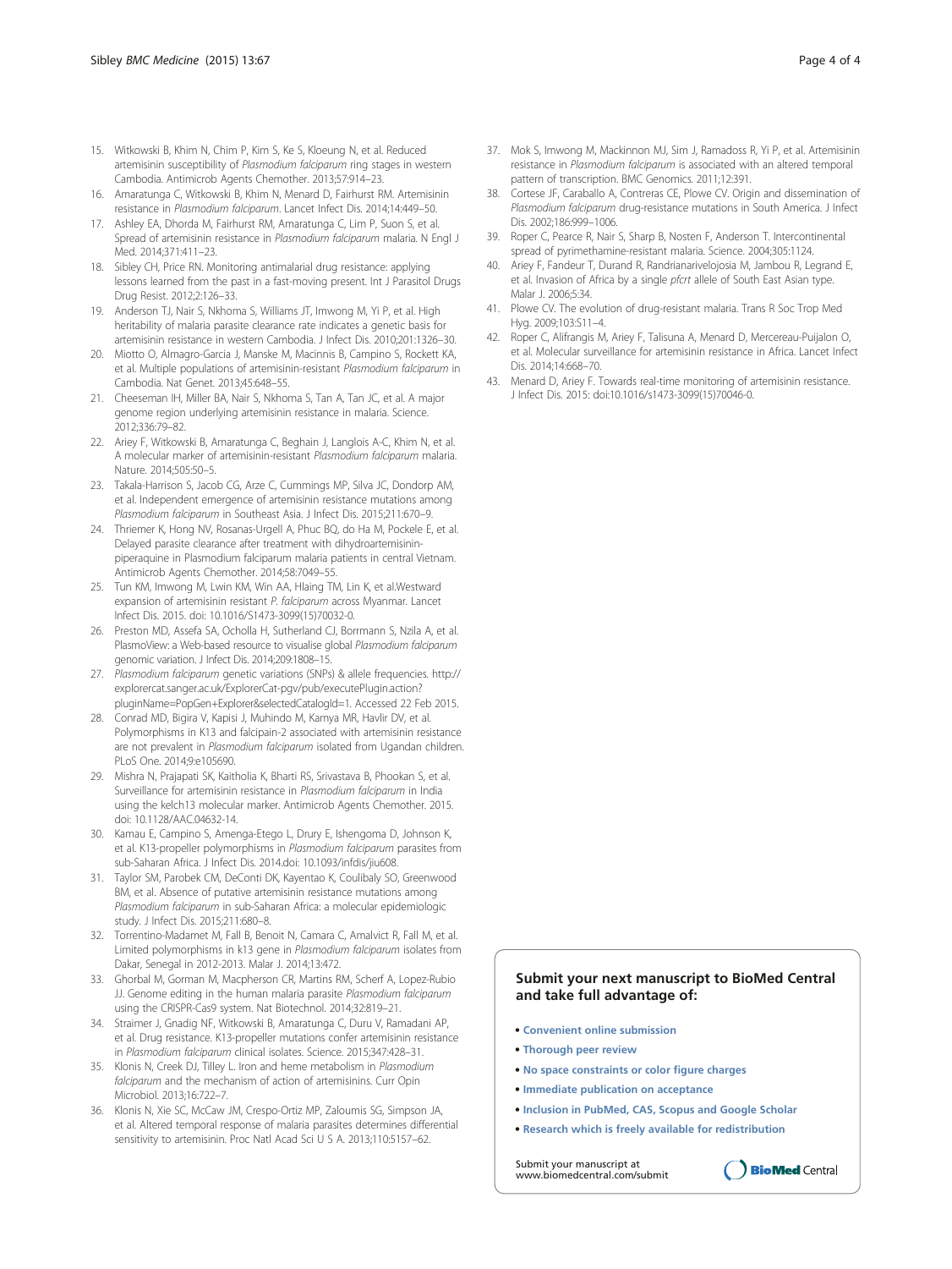15. Witkowski B, Khim N, Chim P, Kim S, Ke S, Kloeung N, et al. Reduced artemisinin susceptibility of *Plasmodium falciparum* ring stages in western Cambodia. Antimicrob Agents Chemother. 2013;57:914–23.
16. Amaratunga C, Witkowski B, Khim N, Menard D, Fairhurst RM. Artemisinin resistance in *Plasmodium falciparum*. Lancet Infect Dis. 2014;14:449–50.
17. Ashley EA, Dhorda M, Fairhurst RM, Amaratunga C, Lim P, Suon S, et al. Spread of artemisinin resistance in *Plasmodium falciparum* malaria. N Engl J Med. 2014;371:411–23.
18. Sibley CH, Price RN. Monitoring antimalarial drug resistance: applying lessons learned from the past in a fast-moving present. Int J Parasitol Drugs Drug Resist. 2012;2:126–33.
19. Anderson TJ, Nair S, Nkhoma S, Williams JT, Imwong M, Yi P, et al. High heritability of malaria parasite clearance rate indicates a genetic basis for artemisinin resistance in western Cambodia. J Infect Dis. 2010;201:1326–30.
20. Miotto O, Almagro-Garcia J, Manske M, Macinnis B, Campino S, Rockett KA, et al. Multiple populations of artemisinin-resistant *Plasmodium falciparum* in Cambodia. Nat Genet. 2013;45:648–55.
21. Cheeseman IH, Miller BA, Nair S, Nkhoma S, Tan A, Tan JC, et al. A major genome region underlying artemisinin resistance in malaria. Science. 2012;336:79–82.
22. Ariey F, Witkowski B, Amaratunga C, Beghain J, Langlois A-C, Khim N, et al. A molecular marker of artemisinin-resistant *Plasmodium falciparum* malaria. Nature. 2014;505:50–5.
23. Takala-Harrison S, Jacob CG, Arze C, Cummings MP, Silva JC, Dondorp AM, et al. Independent emergence of artemisinin resistance mutations among *Plasmodium falciparum* in Southeast Asia. J Infect Dis. 2015;211:670–9.
24. Thriemer K, Hong NV, Rosanas-Urgell A, Phuc BQ, do Ha M, Pockele E, et al. Delayed parasite clearance after treatment with dihydroartemisinin-piperaquine in Plasmodium falciparum malaria patients in central Vietnam. Antimicrob Agents Chemother. 2014;58:7049–55.
25. Tun KM, Imwong M, Lwin KM, Win AA, Hlaing TM, Lin K, et al.Westward expansion of artemisinin resistant *P. falciparum* across Myanmar. Lancet Infect Dis. 2015. doi: 10.1016/S1473-3099(15)70032-0.
26. Preston MD, Assefa SA, Ocholla H, Sutherland CJ, Borrmann S, Nzila A, et al. PlasmoView: a Web-based resource to visualise global *Plasmodium falciparum* genomic variation. J Infect Dis. 2014;209:1808–15.
27. *Plasmodium falciparum* genetic variations (SNPs) & allele frequencies. http://explorercat.sanger.ac.uk/ExplorerCat-pgv/pub/executePlugin.action?pluginName=PopGen+Explorer&selectedCatalogId=1. Accessed 22 Feb 2015.
28. Conrad MD, Bigira V, Kapisi J, Muhindo M, Kamya MR, Havlir DV, et al. Polymorphisms in K13 and falcipain-2 associated with artemisinin resistance are not prevalent in *Plasmodium falciparum* isolated from Ugandan children. PLoS One. 2014;9:e105690.
29. Mishra N, Prajapati SK, Kaitholia K, Bharti RS, Srivastava B, Phookan S, et al. Surveillance for artemisinin resistance in *Plasmodium falciparum* in India using the kelch13 molecular marker. Antimicrob Agents Chemother. 2015. doi: 10.1128/AAC.04632-14.
30. Kamau E, Campino S, Amenga-Etego L, Drury E, Ishengoma D, Johnson K, et al. K13-propeller polymorphisms in *Plasmodium falciparum* parasites from sub-Saharan Africa. J Infect Dis. 2014.doi: 10.1093/infdis/jiu608.
31. Taylor SM, Parobek CM, DeConti DK, Kayentao K, Coulibaly SO, Greenwood BM, et al. Absence of putative artemisinin resistance mutations among *Plasmodium falciparum* in sub-Saharan Africa: a molecular epidemiologic study. J Infect Dis. 2015;211:680–8.
32. Torrentino-Madamet M, Fall B, Benoit N, Camara C, Amalvict R, Fall M, et al. Limited polymorphisms in k13 gene in *Plasmodium falciparum* isolates from Dakar, Senegal in 2012-2013. Malar J. 2014;13:472.
33. Ghorbal M, Gorman M, Macpherson CR, Martins RM, Scherf A, Lopez-Rubio JJ. Genome editing in the human malaria parasite *Plasmodium falciparum* using the CRISPR-Cas9 system. Nat Biotechnol. 2014;32:819–21.
34. Straimer J, Gnadig NF, Witkowski B, Amaratunga C, Duru V, Ramadani AP, et al. Drug resistance. K13-propeller mutations confer artemisinin resistance in *Plasmodium falciparum* clinical isolates. Science. 2015;347:428–31.
35. Klonis N, Creek DJ, Tilley L. Iron and heme metabolism in *Plasmodium falciparum* and the mechanism of action of artemisinins. Curr Opin Microbiol. 2013;16:722–7.
36. Klonis N, Xie SC, McCaw JM, Crespo-Ortiz MP, Zaloumis SG, Simpson JA, et al. Altered temporal response of malaria parasites determines differential sensitivity to artemisinin. Proc Natl Acad Sci U S A. 2013;110:5157–62.
37. Mok S, Imwong M, Mackinnon MJ, Sim J, Ramadoss R, Yi P, et al. Artemisinin resistance in *Plasmodium falciparum* is associated with an altered temporal pattern of transcription. BMC Genomics. 2011;12:391.
38. Cortese JF, Caraballo A, Contreras CE, Plowe CV. Origin and dissemination of *Plasmodium falciparum* drug-resistance mutations in South America. J Infect Dis. 2002;186:999–1006.
39. Roper C, Pearce R, Nair S, Sharp B, Nosten F, Anderson T. Intercontinental spread of pyrimethamine-resistant malaria. Science. 2004;305:1124.
40. Ariey F, Fandeur T, Durand R, Randrianarivelojosia M, Jambou R, Legrand E, et al. Invasion of Africa by a single *pfcrt* allele of South East Asian type. Malar J. 2006;5:34.
41. Plowe CV. The evolution of drug-resistant malaria. Trans R Soc Trop Med Hyg. 2009;103:S11–4.
42. Roper C, Alifrangis M, Ariey F, Talisuna A, Menard D, Mercereau-Puijalon O, et al. Molecular surveillance for artemisinin resistance in Africa. Lancet Infect Dis. 2014;14:668–70.
43. Menard D, Ariey F. Towards real-time monitoring of artemisinin resistance. J Infect Dis. 2015: doi:10.1016/s1473-3099(15)70046-0.

**Submit your next manuscript to BioMed Central and take full advantage of:**

- **Convenient online submission**
- **Thorough peer review**
- **No space constraints or color figure charges**
- **Immediate publication on acceptance**
- **Inclusion in PubMed, CAS, Scopus and Google Scholar**
- **Research which is freely available for redistribution**

Submit your manuscript at www.biomedcentral.com/submit

BioMed Central